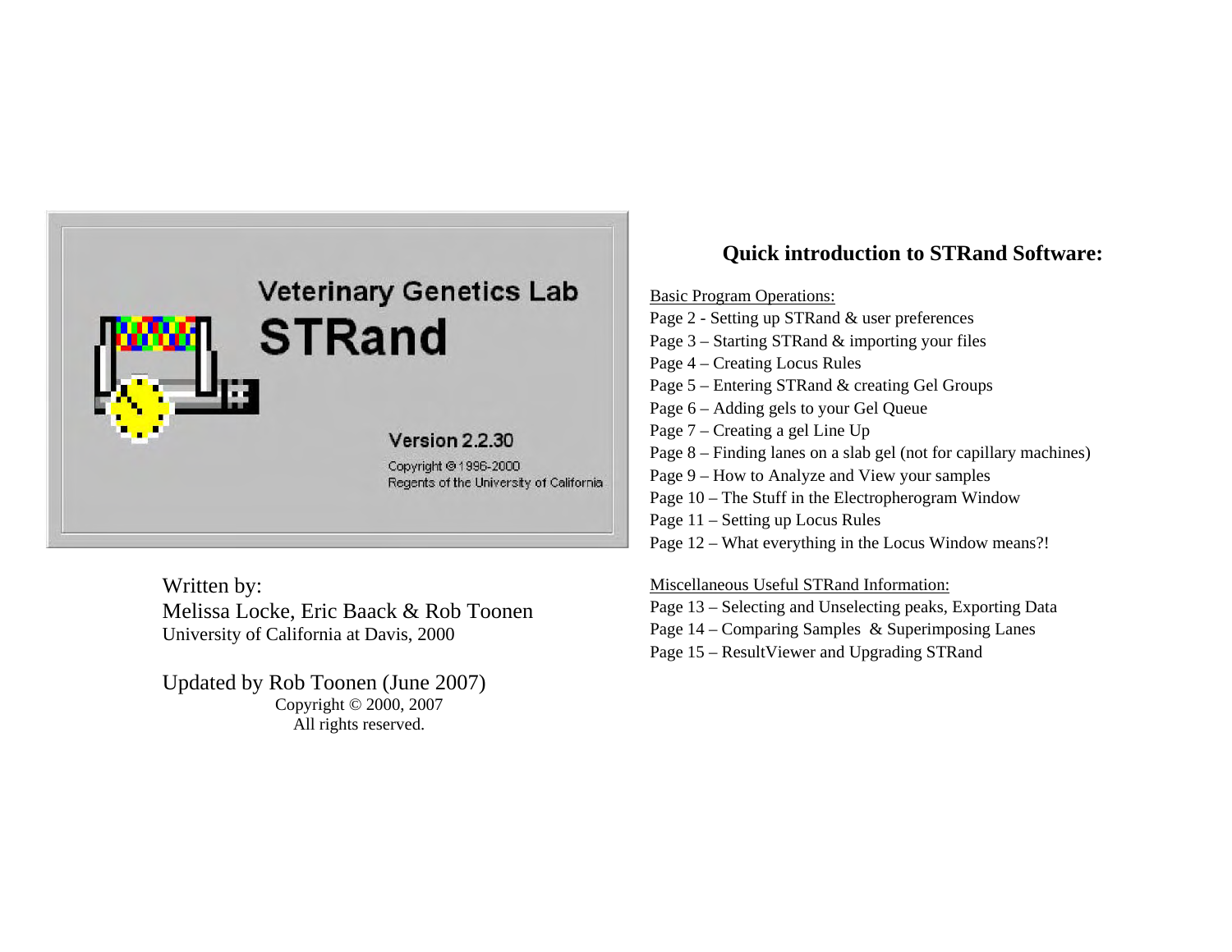Veterinary Genetics Lab

STRand

Version 2.2.30

Copyright © 1996-2000
Regents of the University of California

Written by:
Melissa Locke, Eric Baack & Rob Toonen
University of California at Davis, 2000

Updated by Rob Toonen (June 2007)
Copyright © 2000, 2007
All rights reserved.

## Quick introduction to STRand Software:

Basic Program Operations:

Page 2 - Setting up STRand & user preferences
Page 3 – Starting STRand & importing your files
Page 4 – Creating Locus Rules
Page 5 – Entering STRand & creating Gel Groups
Page 6 – Adding gels to your Gel Queue
Page 7 – Creating a gel Line Up
Page 8 – Finding lanes on a slab gel (not for capillary machines)
Page 9 – How to Analyze and View your samples
Page 10 – The Stuff in the Electropherogram Window
Page 11 – Setting up Locus Rules
Page 12 – What everything in the Locus Window means?!

Miscellaneous Useful STRand Information:

Page 13 – Selecting and Unselecting peaks, Exporting Data
Page 14 – Comparing Samples & Superimposing Lanes
Page 15 – ResultViewer and Upgrading STRand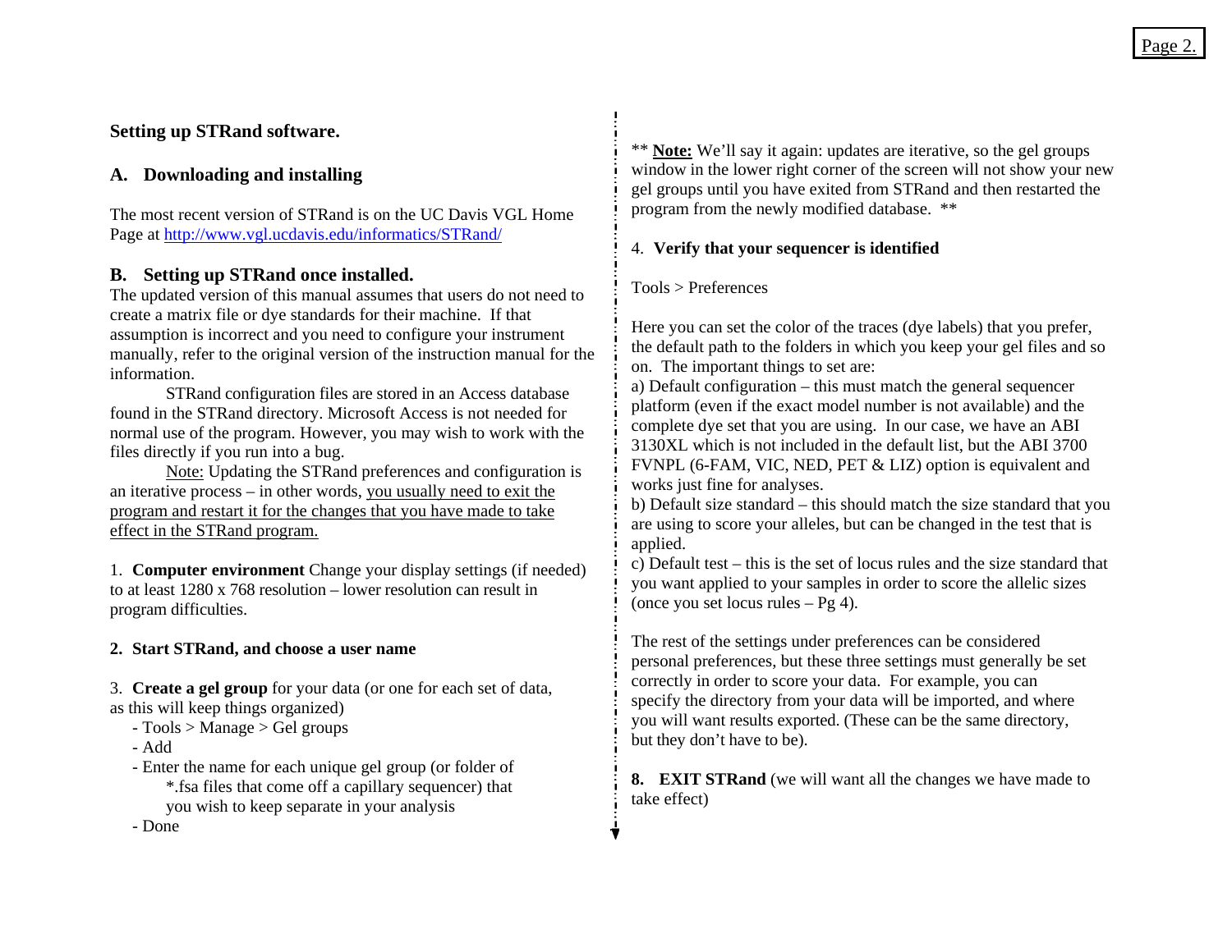## Setting up STRand software.

### A. Downloading and installing

The most recent version of STRand is on the UC Davis VGL Home Page at http://www.vgl.ucdavis.edu/informatics/STRand/

### B. Setting up STRand once installed.

The updated version of this manual assumes that users do not need to create a matrix file or dye standards for their machine. If that assumption is incorrect and you need to configure your instrument manually, refer to the original version of the instruction manual for the information.

STRand configuration files are stored in an Access database found in the STRand directory. Microsoft Access is not needed for normal use of the program. However, you may wish to work with the files directly if you run into a bug.

Note: Updating the STRand preferences and configuration is an iterative process – in other words, you usually need to exit the program and restart it for the changes that you have made to take effect in the STRand program.

1. **Computer environment** Change your display settings (if needed) to at least 1280 x 768 resolution – lower resolution can result in program difficulties.

2. **Start STRand, and choose a user name**

3. **Create a gel group** for your data (or one for each set of data, as this will keep things organized)
   - Tools > Manage > Gel groups
   - Add
   - Enter the name for each unique gel group (or folder of *.fsa files that come off a capillary sequencer) that you wish to keep separate in your analysis
   - Done

** **Note:** We'll say it again: updates are iterative, so the gel groups window in the lower right corner of the screen will not show your new gel groups until you have exited from STRand and then restarted the program from the newly modified database. **

4. **Verify that your sequencer is identified**

Tools > Preferences

Here you can set the color of the traces (dye labels) that you prefer, the default path to the folders in which you keep your gel files and so on. The important things to set are:

a) Default configuration – this must match the general sequencer platform (even if the exact model number is not available) and the complete dye set that you are using. In our case, we have an ABI 3130XL which is not included in the default list, but the ABI 3700 FVNPL (6-FAM, VIC, NED, PET & LIZ) option is equivalent and works just fine for analyses.

b) Default size standard – this should match the size standard that you are using to score your alleles, but can be changed in the test that is applied.

c) Default test – this is the set of locus rules and the size standard that you want applied to your samples in order to score the allelic sizes (once you set locus rules – Pg 4).

The rest of the settings under preferences can be considered personal preferences, but these three settings must generally be set correctly in order to score your data. For example, you can specify the directory from your data will be imported, and where you will want results exported. (These can be the same directory, but they don't have to be).

**8. EXIT STRand** (we will want all the changes we have made to take effect)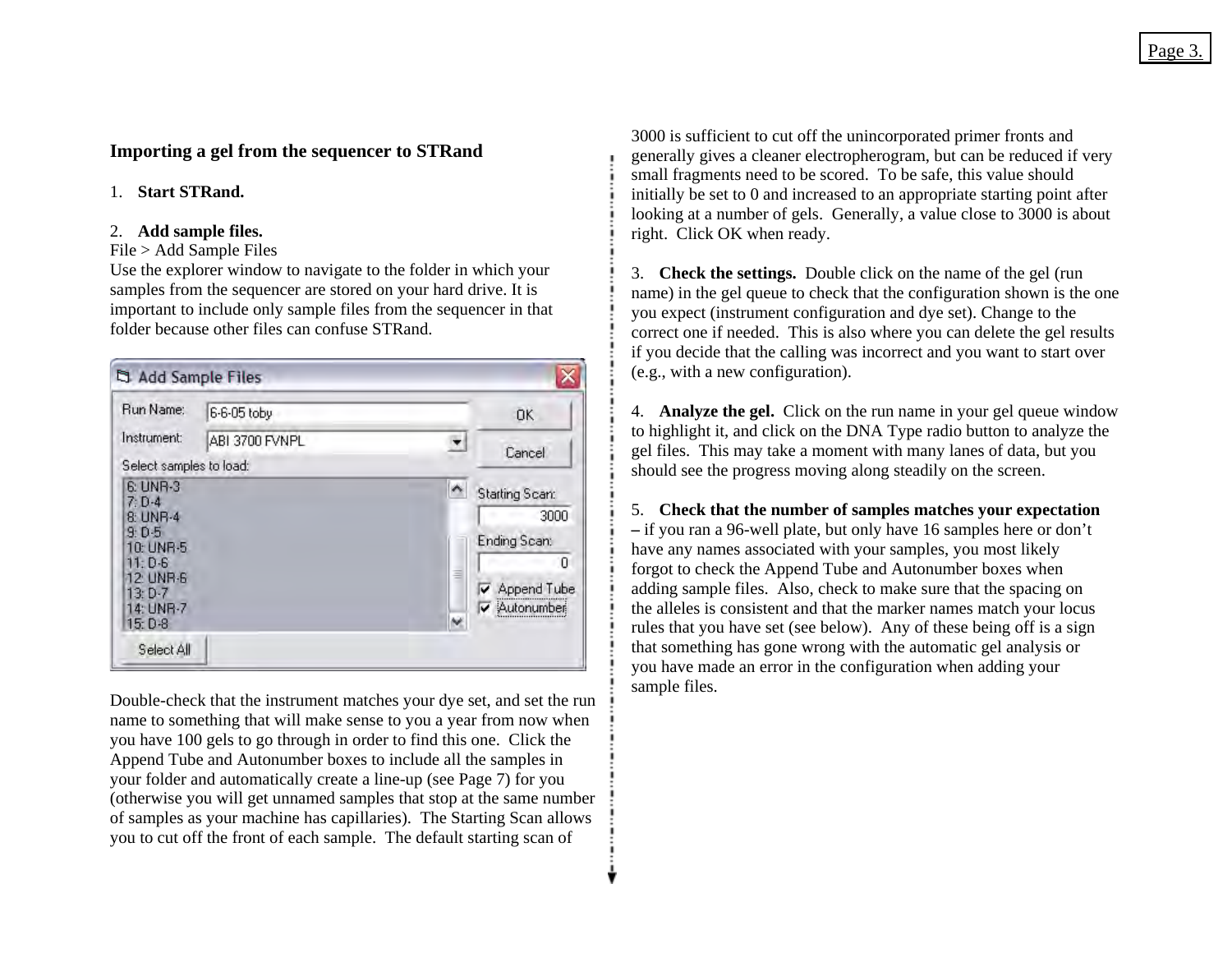## Importing a gel from the sequencer to STRand

1. **Start STRand.**

2. **Add sample files.**
File > Add Sample Files
Use the explorer window to navigate to the folder in which your samples from the sequencer are stored on your hard drive. It is important to include only sample files from the sequencer in that folder because other files can confuse STRand.

Double-check that the instrument matches your dye set, and set the run name to something that will make sense to you a year from now when you have 100 gels to go through in order to find this one. Click the Append Tube and Autonumber boxes to include all the samples in your folder and automatically create a line-up (see Page 7) for you (otherwise you will get unnamed samples that stop at the same number of samples as your machine has capillaries). The Starting Scan allows you to cut off the front of each sample. The default starting scan of 3000 is sufficient to cut off the unincorporated primer fronts and generally gives a cleaner electropherogram, but can be reduced if very small fragments need to be scored. To be safe, this value should initially be set to 0 and increased to an appropriate starting point after looking at a number of gels. Generally, a value close to 3000 is about right. Click OK when ready.

3. **Check the settings.** Double click on the name of the gel (run name) in the gel queue to check that the configuration shown is the one you expect (instrument configuration and dye set). Change to the correct one if needed. This is also where you can delete the gel results if you decide that the calling was incorrect and you want to start over (e.g., with a new configuration).

4. **Analyze the gel.** Click on the run name in your gel queue window to highlight it, and click on the DNA Type radio button to analyze the gel files. This may take a moment with many lanes of data, but you should see the progress moving along steadily on the screen.

5. **Check that the number of samples matches your expectation –** if you ran a 96-well plate, but only have 16 samples here or don't have any names associated with your samples, you most likely forgot to check the Append Tube and Autonumber boxes when adding sample files. Also, check to make sure that the spacing on the alleles is consistent and that the marker names match your locus rules that you have set (see below). Any of these being off is a sign that something has gone wrong with the automatic gel analysis or you have made an error in the configuration when adding your sample files.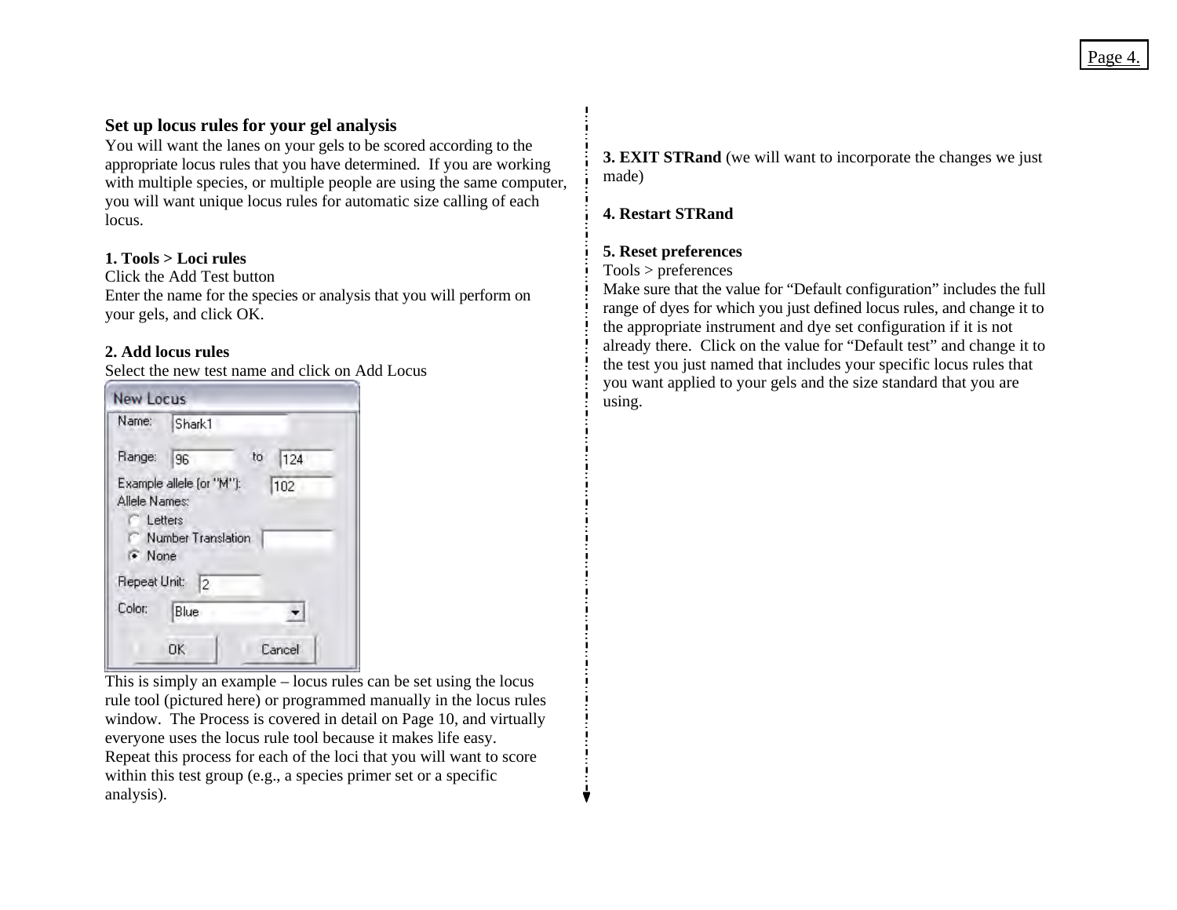## Set up locus rules for your gel analysis

You will want the lanes on your gels to be scored according to the appropriate locus rules that you have determined. If you are working with multiple species, or multiple people are using the same computer, you will want unique locus rules for automatic size calling of each locus.

**1. Tools > Loci rules**

Click the Add Test button

Enter the name for the species or analysis that you will perform on your gels, and click OK.

**2. Add locus rules**

Select the new test name and click on Add Locus

New Locus

Name: Shark1

Range: 96 to 124

Example allele (or "M"): 102

Allele Names:

- Letters
- Number Translation
- None

Repeat Unit: 2

Color: Blue

OK Cancel

This is simply an example – locus rules can be set using the locus rule tool (pictured here) or programmed manually in the locus rules window. The Process is covered in detail on Page 10, and virtually everyone uses the locus rule tool because it makes life easy.

Repeat this process for each of the loci that you will want to score within this test group (e.g., a species primer set or a specific analysis).

**3. EXIT STRand** (we will want to incorporate the changes we just made)

**4. Restart STRand**

**5. Reset preferences**

Tools > preferences

Make sure that the value for "Default configuration" includes the full range of dyes for which you just defined locus rules, and change it to the appropriate instrument and dye set configuration if it is not already there. Click on the value for "Default test" and change it to the test you just named that includes your specific locus rules that you want applied to your gels and the size standard that you are using.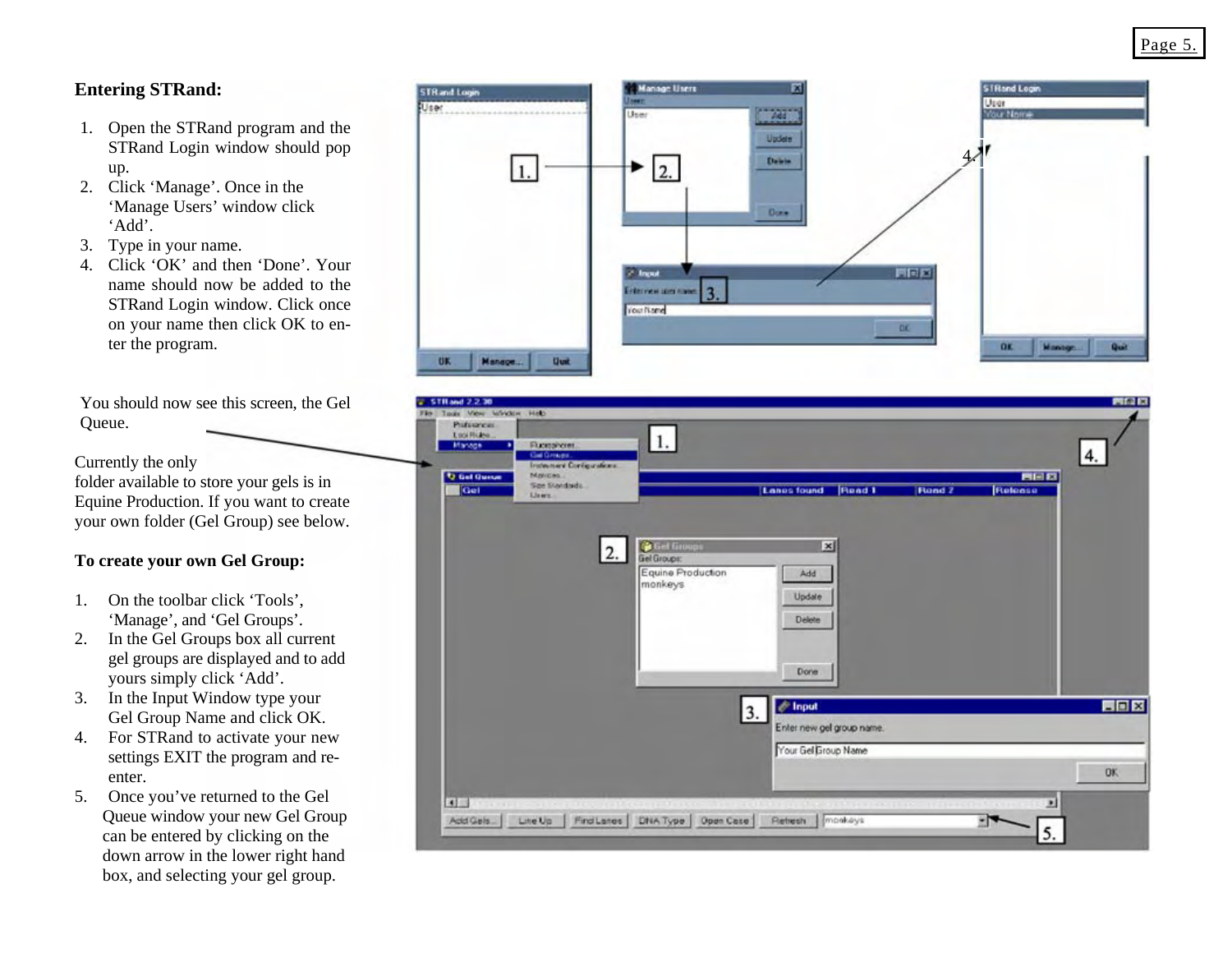## Entering STRand:

1. Open the STRand program and the STRand Login window should pop up.
2. Click 'Manage'. Once in the 'Manage Users' window click 'Add'.
3. Type in your name.
4. Click 'OK' and then 'Done'. Your name should now be added to the STRand Login window. Click once on your name then click OK to enter the program.

You should now see this screen, the Gel Queue.

Currently the only folder available to store your gels is in Equine Production. If you want to create your own folder (Gel Group) see below.

**To create your own Gel Group:**

1. On the toolbar click 'Tools', 'Manage', and 'Gel Groups'.
2. In the Gel Groups box all current gel groups are displayed and to add yours simply click 'Add'.
3. In the Input Window type your Gel Group Name and click OK.
4. For STRand to activate your new settings EXIT the program and re-enter.
5. Once you've returned to the Gel Queue window your new Gel Group can be entered by clicking on the down arrow in the lower right hand box, and selecting your gel group.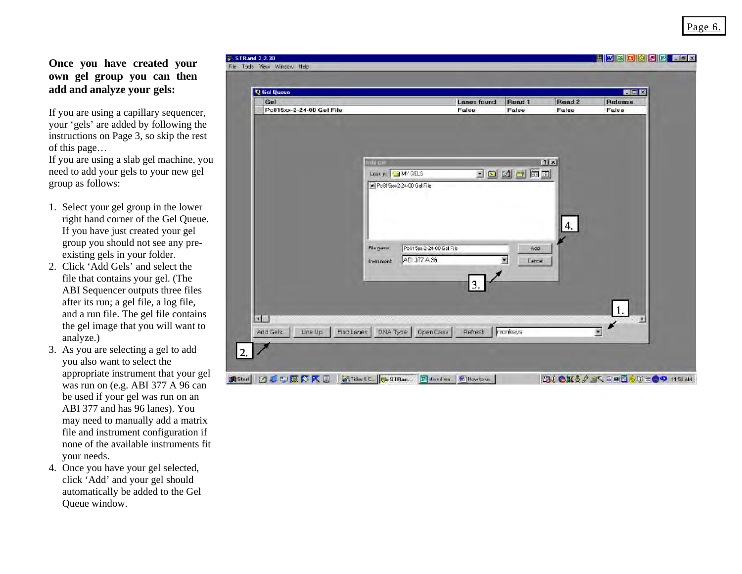**Once you have created your own gel group you can then add and analyze your gels:**

If you are using a capillary sequencer, your 'gels' are added by following the instructions on Page 3, so skip the rest of this page…
If you are using a slab gel machine, you need to add your gels to your new gel group as follows:

1. Select your gel group in the lower right hand corner of the Gel Queue. If you have just created your gel group you should not see any pre-existing gels in your folder.
2. Click 'Add Gels' and select the file that contains your gel. (The ABI Sequencer outputs three files after its run; a gel file, a log file, and a run file. The gel file contains the gel image that you will want to analyze.)
3. As you are selecting a gel to add you also want to select the appropriate instrument that your gel was run on (e.g. ABI 377 A 96 can be used if your gel was run on an ABI 377 and has 96 lanes). You may need to manually add a matrix file and instrument configuration if none of the available instruments fit your needs.
4. Once you have your gel selected, click 'Add' and your gel should automatically be added to the Gel Queue window.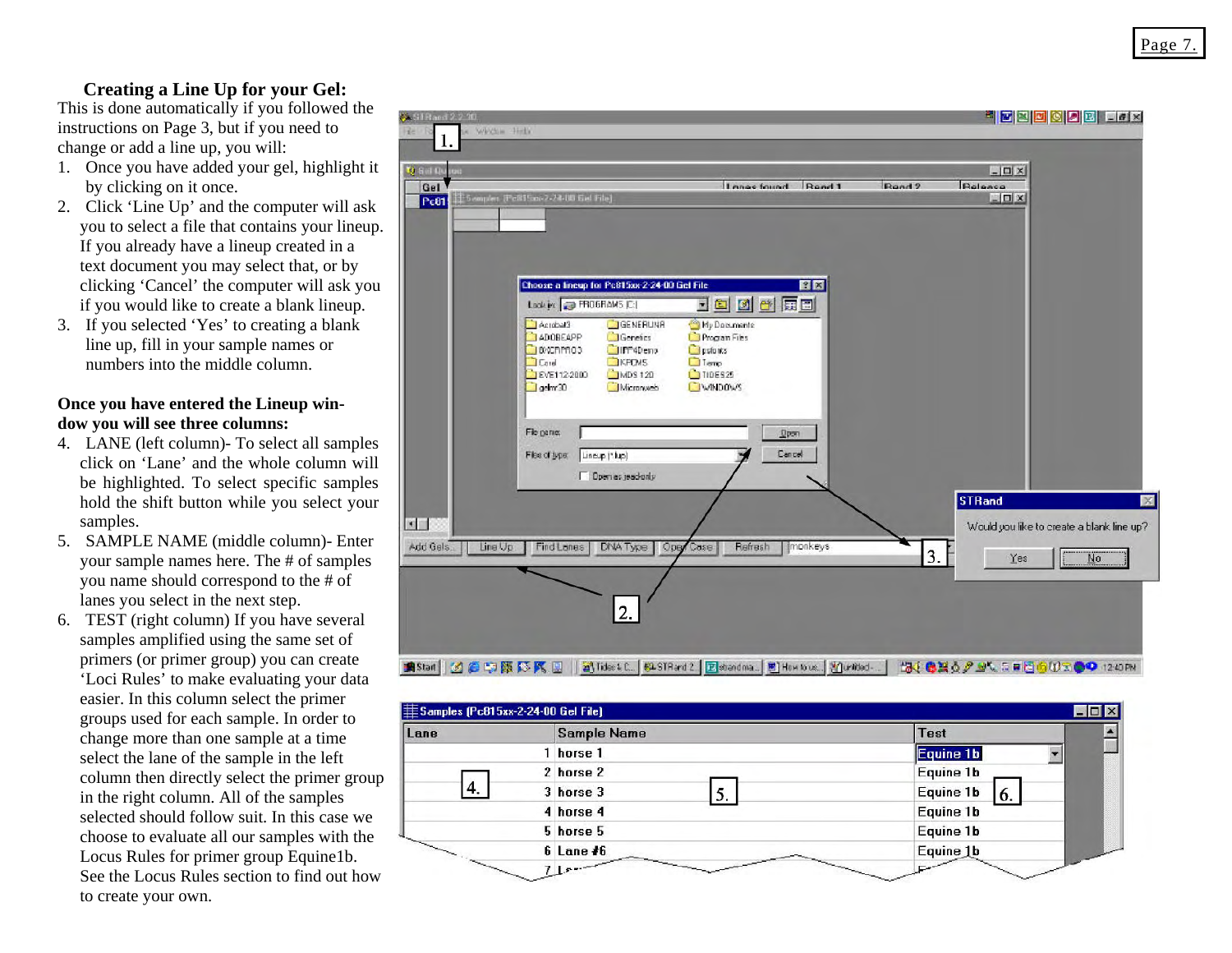### Creating a Line Up for your Gel:

This is done automatically if you followed the instructions on Page 3, but if you need to change or add a line up, you will:

1. Once you have added your gel, highlight it by clicking on it once.
2. Click 'Line Up' and the computer will ask you to select a file that contains your lineup. If you already have a lineup created in a text document you may select that, or by clicking 'Cancel' the computer will ask you if you would like to create a blank lineup.
3. If you selected 'Yes' to creating a blank line up, fill in your sample names or numbers into the middle column.

**Once you have entered the Lineup window you will see three columns:**

4. LANE (left column)- To select all samples click on 'Lane' and the whole column will be highlighted. To select specific samples hold the shift button while you select your samples.
5. SAMPLE NAME (middle column)- Enter your sample names here. The # of samples you name should correspond to the # of lanes you select in the next step.
6. TEST (right column) If you have several samples amplified using the same set of primers (or primer group) you can create 'Loci Rules' to make evaluating your data easier. In this column select the primer groups used for each sample. In order to change more than one sample at a time select the lane of the sample in the left column then directly select the primer group in the right column. All of the samples selected should follow suit. In this case we choose to evaluate all our samples with the Locus Rules for primer group Equine1b. See the Locus Rules section to find out how to create your own.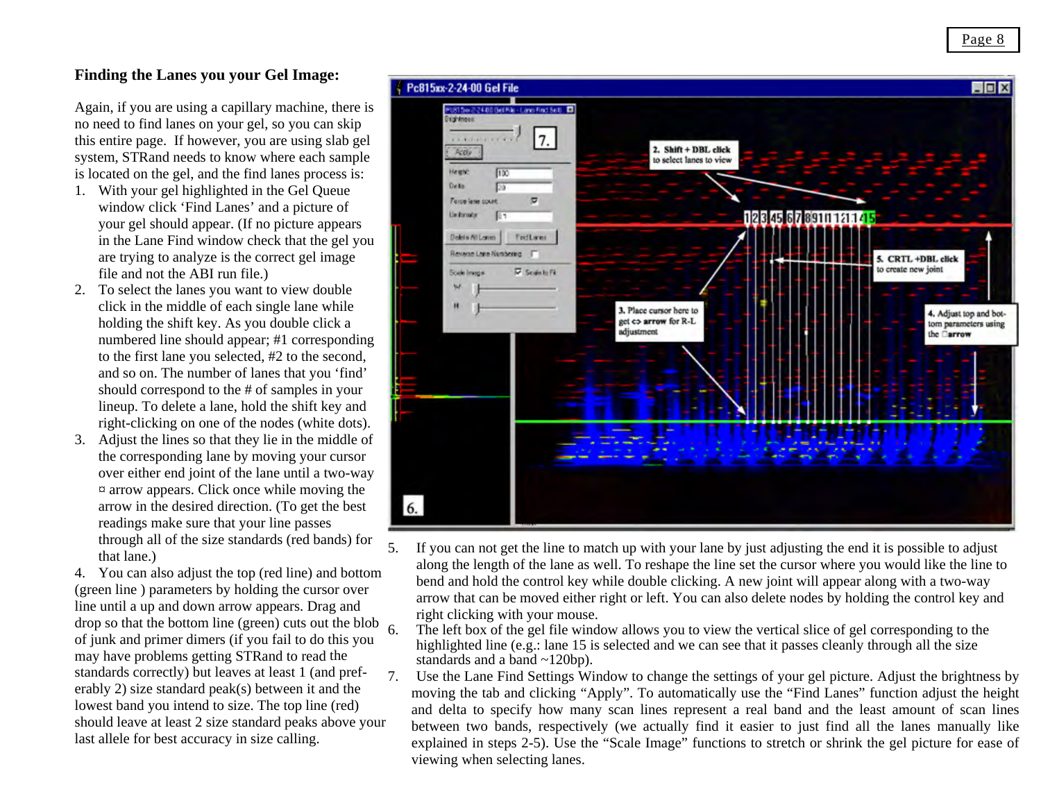## Finding the Lanes you your Gel Image:

Again, if you are using a capillary machine, there is no need to find lanes on your gel, so you can skip this entire page. If however, you are using slab gel system, STRand needs to know where each sample is located on the gel, and the find lanes process is:

1. With your gel highlighted in the Gel Queue window click 'Find Lanes' and a picture of your gel should appear. (If no picture appears in the Lane Find window check that the gel you are trying to analyze is the correct gel image file and not the ABI run file.)
2. To select the lanes you want to view double click in the middle of each single lane while holding the shift key. As you double click a numbered line should appear; #1 corresponding to the first lane you selected, #2 to the second, and so on. The number of lanes that you 'find' should correspond to the # of samples in your lineup. To delete a lane, hold the shift key and right-clicking on one of the nodes (white dots).
3. Adjust the lines so that they lie in the middle of the corresponding lane by moving your cursor over either end joint of the lane until a two-way ¤ arrow appears. Click once while moving the arrow in the desired direction. (To get the best readings make sure that your line passes through all of the size standards (red bands) for that lane.)

4. You can also adjust the top (red line) and bottom (green line ) parameters by holding the cursor over line until a up and down arrow appears. Drag and drop so that the bottom line (green) cuts out the blob of junk and primer dimers (if you fail to do this you may have problems getting STRand to read the standards correctly) but leaves at least 1 (and preferably 2) size standard peak(s) between it and the lowest band you intend to size. The top line (red) should leave at least 2 size standard peaks above your last allele for best accuracy in size calling.

5. If you can not get the line to match up with your lane by just adjusting the end it is possible to adjust along the length of the lane as well. To reshape the line set the cursor where you would like the line to bend and hold the control key while double clicking. A new joint will appear along with a two-way arrow that can be moved either right or left. You can also delete nodes by holding the control key and right clicking with your mouse.
6. The left box of the gel file window allows you to view the vertical slice of gel corresponding to the highlighted line (e.g.: lane 15 is selected and we can see that it passes cleanly through all the size standards and a band ~120bp).
7. Use the Lane Find Settings Window to change the settings of your gel picture. Adjust the brightness by moving the tab and clicking "Apply". To automatically use the "Find Lanes" function adjust the height and delta to specify how many scan lines represent a real band and the least amount of scan lines between two bands, respectively (we actually find it easier to just find all the lanes manually like explained in steps 2-5). Use the "Scale Image" functions to stretch or shrink the gel picture for ease of viewing when selecting lanes.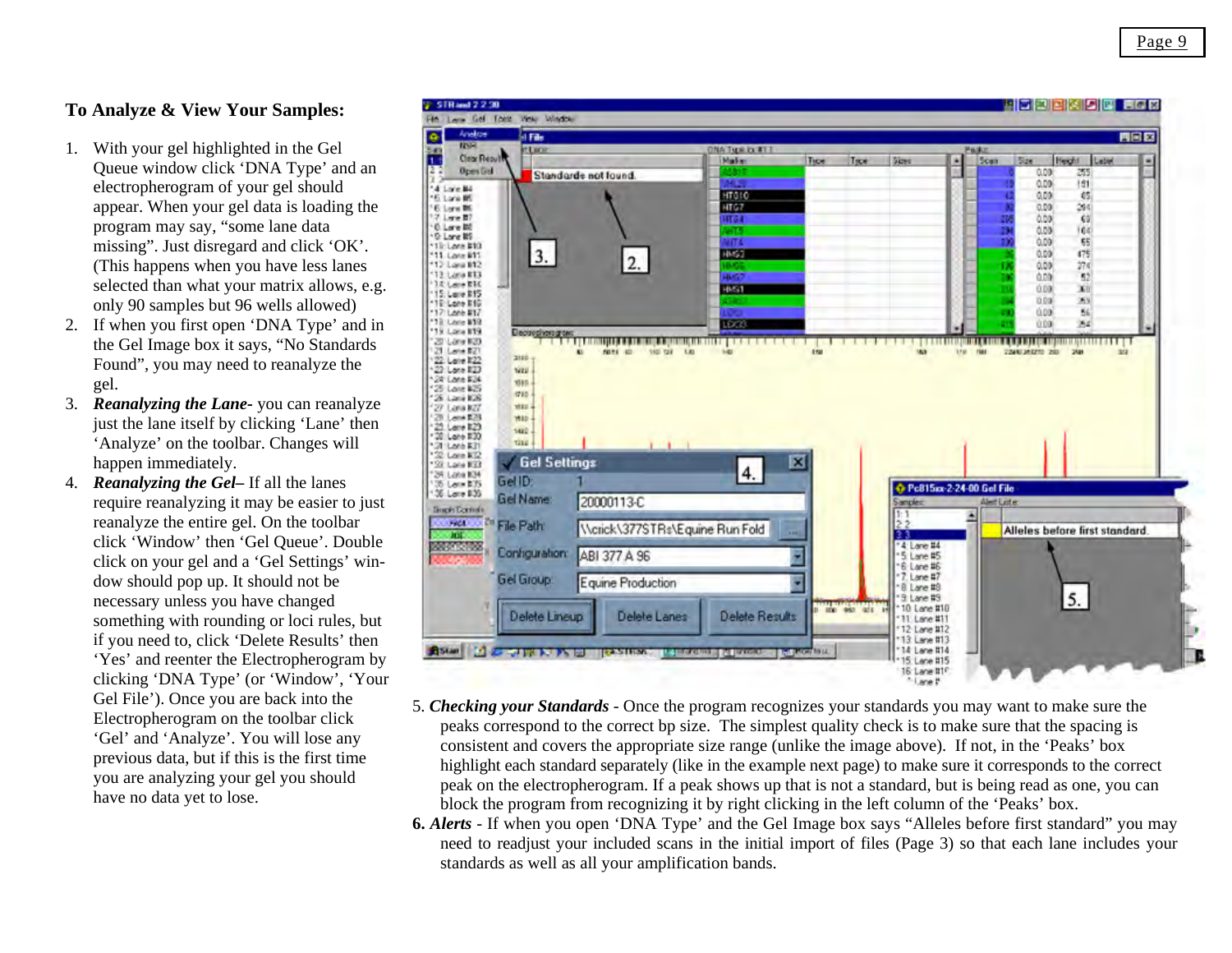## To Analyze & View Your Samples:

1. With your gel highlighted in the Gel Queue window click 'DNA Type' and an electropherogram of your gel should appear. When your gel data is loading the program may say, "some lane data missing". Just disregard and click 'OK'. (This happens when you have less lanes selected than what your matrix allows, e.g. only 90 samples but 96 wells allowed)
2. If when you first open 'DNA Type' and in the Gel Image box it says, "No Standards Found", you may need to reanalyze the gel.
3. ***Reanalyzing the Lane***- you can reanalyze just the lane itself by clicking 'Lane' then 'Analyze' on the toolbar. Changes will happen immediately.
4. ***Reanalyzing the Gel***– If all the lanes require reanalyzing it may be easier to just reanalyze the entire gel. On the toolbar click 'Window' then 'Gel Queue'. Double click on your gel and a 'Gel Settings' window should pop up. It should not be necessary to reenter unless you have changed something with rounding or loci rules, but if you need to, click 'Delete Results' then 'Yes' and reenter the Electropherogram by clicking 'DNA Type' (or 'Window', 'Your Gel File'). Once you are back into the Electropherogram on the toolbar click 'Gel' and 'Analyze'. You will lose any previous data, but if this is the first time you are analyzing your gel you should have no data yet to lose.

5. ***Checking your Standards*** - Once the program recognizes your standards you may want to make sure the peaks correspond to the correct bp size. The simplest quality check is to make sure that the spacing is consistent and covers the appropriate size range (unlike the image above). If not, in the 'Peaks' box highlight each standard separately (like in the example next page) to make sure it corresponds to the correct peak on the electropherogram. If a peak shows up that is not a standard, but is being read as one, you can block the program from recognizing it by right clicking in the left column of the 'Peaks' box.

**6.** ***Alerts*** - If when you open 'DNA Type' and the Gel Image box says "Alleles before first standard" you may need to readjust your included scans in the initial import of files (Page 3) so that each lane includes your standards as well as all your amplification bands.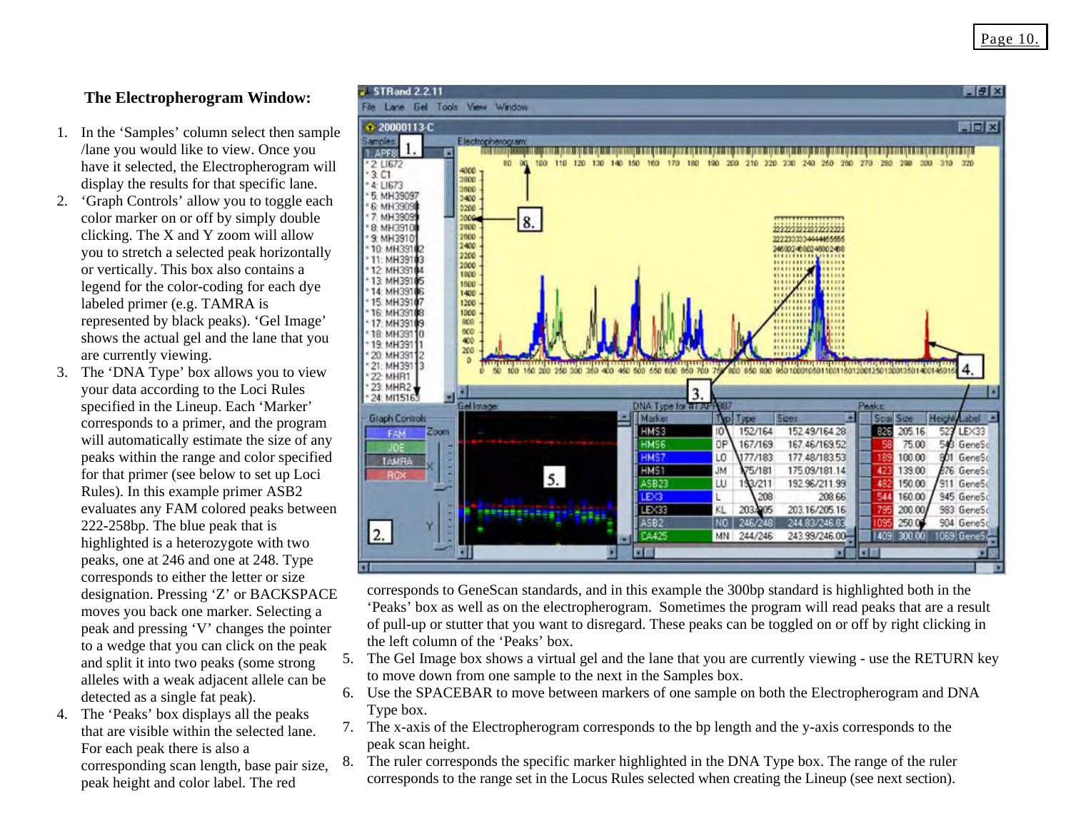## The Electropherogram Window:

1. In the 'Samples' column select then sample /lane you would like to view. Once you have it selected, the Electropherogram will display the results for that specific lane.
2. 'Graph Controls' allow you to toggle each color marker on or off by simply double clicking. The X and Y zoom will allow you to stretch a selected peak horizontally or vertically. This box also contains a legend for the color-coding for each dye labeled primer (e.g. TAMRA is represented by black peaks). 'Gel Image' shows the actual gel and the lane that you are currently viewing.
3. The 'DNA Type' box allows you to view your data according to the Loci Rules specified in the Lineup. Each 'Marker' corresponds to a primer, and the program will automatically estimate the size of any peaks within the range and color specified for that primer (see below to set up Loci Rules). In this example primer ASB2 evaluates any FAM colored peaks between 222-258bp. The blue peak that is highlighted is a heterozygote with two peaks, one at 246 and one at 248. Type corresponds to either the letter or size designation. Pressing 'Z' or BACKSPACE moves you back one marker. Selecting a peak and pressing 'V' changes the pointer to a wedge that you can click on the peak and split it into two peaks (some strong alleles with a weak adjacent allele can be detected as a single fat peak).
4. The 'Peaks' box displays all the peaks that are visible within the selected lane. For each peak there is also a corresponding scan length, base pair size, peak height and color label. The red corresponds to GeneScan standards, and in this example the 300bp standard is highlighted both in the 'Peaks' box as well as on the electropherogram. Sometimes the program will read peaks that are a result of pull-up or stutter that you want to disregard. These peaks can be toggled on or off by right clicking in the left column of the 'Peaks' box.
5. The Gel Image box shows a virtual gel and the lane that you are currently viewing - use the RETURN key to move down from one sample to the next in the Samples box.
6. Use the SPACEBAR to move between markers of one sample on both the Electropherogram and DNA Type box.
7. The x-axis of the Electropherogram corresponds to the bp length and the y-axis corresponds to the peak scan height.
8. The ruler corresponds the specific marker highlighted in the DNA Type box. The range of the ruler corresponds to the range set in the Locus Rules selected when creating the Lineup (see next section).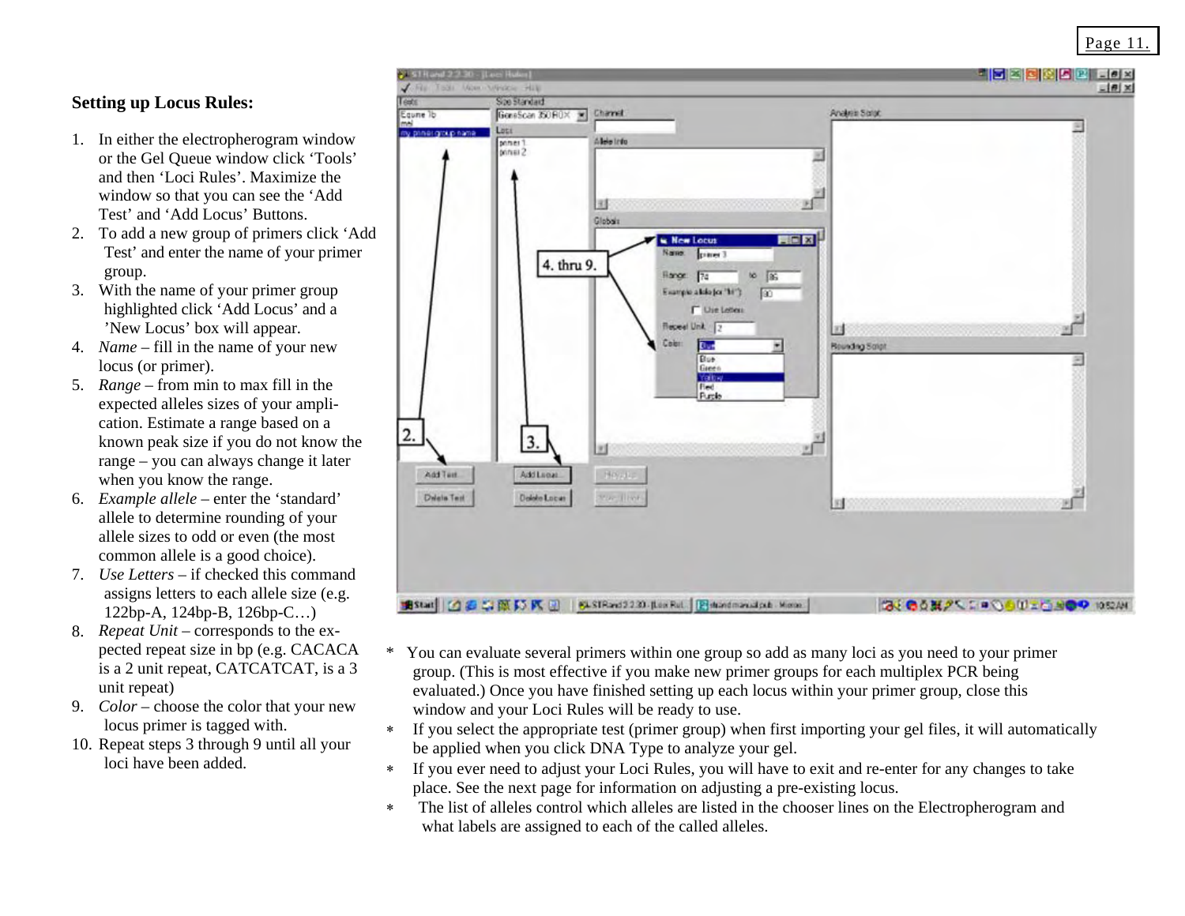## Setting up Locus Rules:

1. In either the electropherogram window or the Gel Queue window click 'Tools' and then 'Loci Rules'. Maximize the window so that you can see the 'Add Test' and 'Add Locus' Buttons.
2. To add a new group of primers click 'Add Test' and enter the name of your primer group.
3. With the name of your primer group highlighted click 'Add Locus' and a 'New Locus' box will appear.
4. *Name* – fill in the name of your new locus (or primer).
5. *Range* – from min to max fill in the expected alleles sizes of your amplification. Estimate a range based on a known peak size if you do not know the range – you can always change it later when you know the range.
6. *Example allele* – enter the 'standard' allele to determine rounding of your allele sizes to odd or even (the most common allele is a good choice).
7. *Use Letters* – if checked this command assigns letters to each allele size (e.g. 122bp-A, 124bp-B, 126bp-C…)
8. *Repeat Unit* – corresponds to the expected repeat size in bp (e.g. CACACA is a 2 unit repeat, CATCATCAT, is a 3 unit repeat)
9. *Color* – choose the color that your new locus primer is tagged with.
10. Repeat steps 3 through 9 until all your loci have been added.

- You can evaluate several primers within one group so add as many loci as you need to your primer group. (This is most effective if you make new primer groups for each multiplex PCR being evaluated.) Once you have finished setting up each locus within your primer group, close this window and your Loci Rules will be ready to use.
- If you select the appropriate test (primer group) when first importing your gel files, it will automatically be applied when you click DNA Type to analyze your gel.
- If you ever need to adjust your Loci Rules, you will have to exit and re-enter for any changes to take place. See the next page for information on adjusting a pre-existing locus.
- The list of alleles control which alleles are listed in the chooser lines on the Electropherogram and what labels are assigned to each of the called alleles.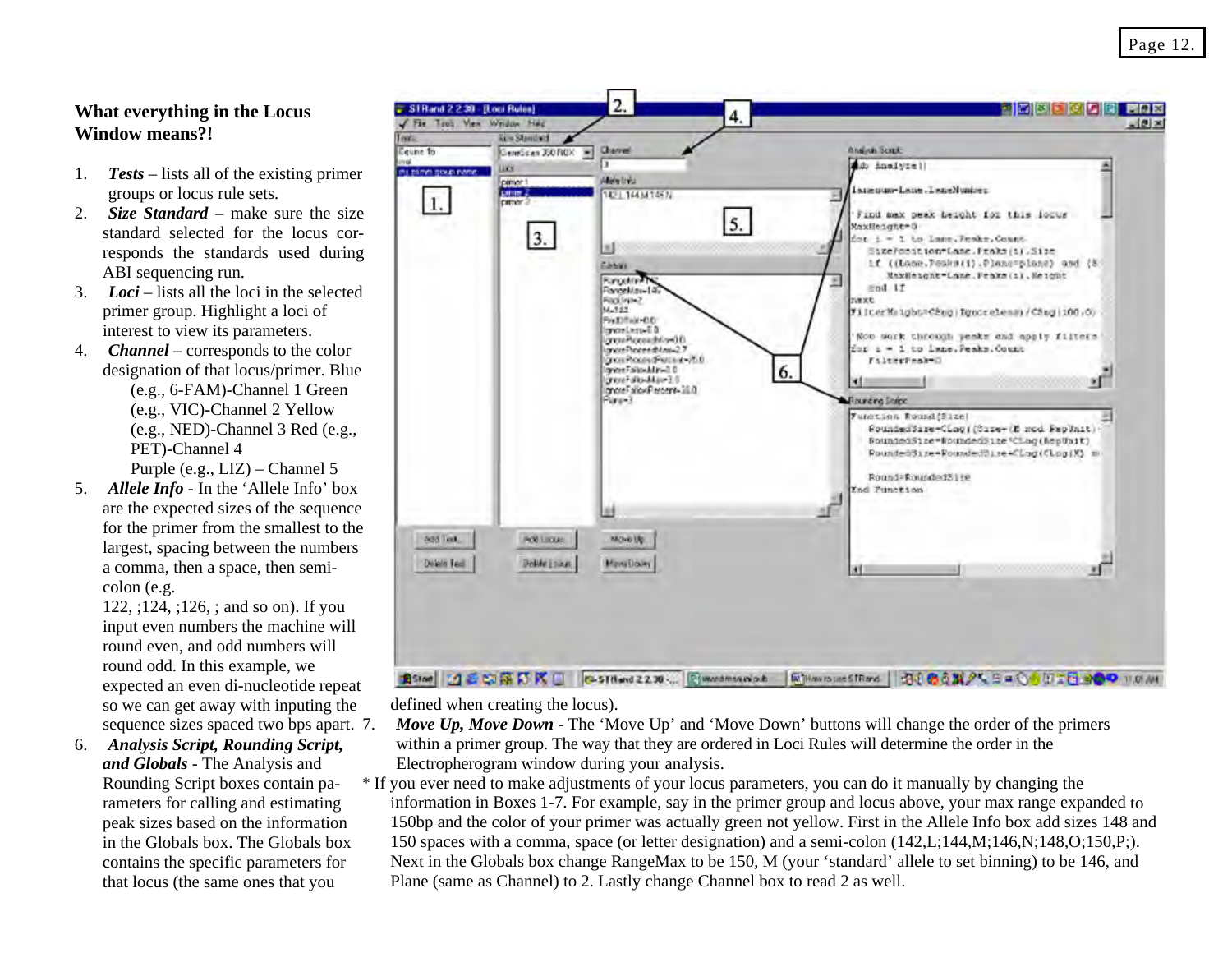## What everything in the Locus Window means?!

1. ***Tests*** – lists all of the existing primer groups or locus rule sets.
2. ***Size Standard*** – make sure the size standard selected for the locus corresponds the standards used during ABI sequencing run.
3. ***Loci*** – lists all the loci in the selected primer group. Highlight a loci of interest to view its parameters.
4. ***Channel*** – corresponds to the color designation of that locus/primer. Blue (e.g., 6-FAM)-Channel 1 Green (e.g., VIC)-Channel 2 Yellow (e.g., NED)-Channel 3 Red (e.g., PET)-Channel 4 Purple (e.g., LIZ) – Channel 5
5. ***Allele Info*** - In the 'Allele Info' box are the expected sizes of the sequence for the primer from the smallest to the largest, spacing between the numbers a comma, then a space, then semi-colon (e.g. 122, ;124, ;126, ; and so on). If you input even numbers the machine will round even, and odd numbers will round odd. In this example, we expected an even di-nucleotide repeat so we can get away with inputing the sequence sizes spaced two bps apart.
6. ***Analysis Script, Rounding Script, and Globals*** - The Analysis and Rounding Script boxes contain parameters for calling and estimating peak sizes based on the information in the Globals box. The Globals box contains the specific parameters for that locus (the same ones that you defined when creating the locus).
7. ***Move Up, Move Down*** - The 'Move Up' and 'Move Down' buttons will change the order of the primers within a primer group. The way that they are ordered in Loci Rules will determine the order in the Electropherogram window during your analysis.

\* If you ever need to make adjustments of your locus parameters, you can do it manually by changing the information in Boxes 1-7. For example, say in the primer group and locus above, your max range expanded to 150bp and the color of your primer was actually green not yellow. First in the Allele Info box add sizes 148 and 150 spaces with a comma, space (or letter designation) and a semi-colon (142,L;144,M;146,N;148,O;150,P;). Next in the Globals box change RangeMax to be 150, M (your 'standard' allele to set binning) to be 146, and Plane (same as Channel) to 2. Lastly change Channel box to read 2 as well.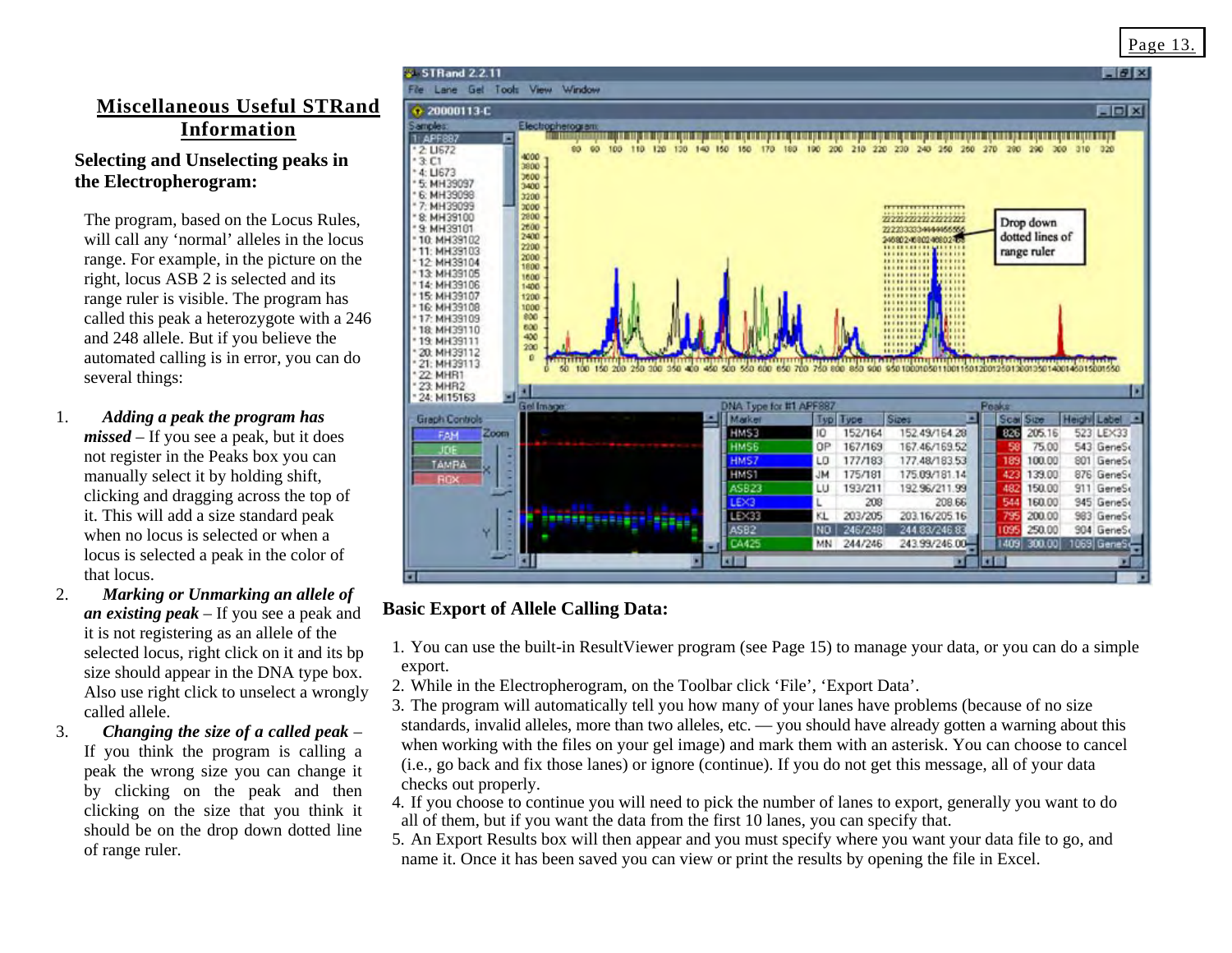## Miscellaneous Useful STRand Information

### Selecting and Unselecting peaks in the Electropherogram:

The program, based on the Locus Rules, will call any 'normal' alleles in the locus range. For example, in the picture on the right, locus ASB 2 is selected and its range ruler is visible. The program has called this peak a heterozygote with a 246 and 248 allele. But if you believe the automated calling is in error, you can do several things:

1. ***Adding a peak the program has missed*** – If you see a peak, but it does not register in the Peaks box you can manually select it by holding shift, clicking and dragging across the top of it. This will add a size standard peak when no locus is selected or when a locus is selected a peak in the color of that locus.
2. ***Marking or Unmarking an allele of an existing peak*** – If you see a peak and it is not registering as an allele of the selected locus, right click on it and its bp size should appear in the DNA type box. Also use right click to unselect a wrongly called allele.
3. ***Changing the size of a called peak*** – If you think the program is calling a peak the wrong size you can change it by clicking on the peak and then clicking on the size that you think it should be on the drop down dotted line of range ruler.

### Basic Export of Allele Calling Data:

1. You can use the built-in ResultViewer program (see Page 15) to manage your data, or you can do a simple export.
2. While in the Electropherogram, on the Toolbar click 'File', 'Export Data'.
3. The program will automatically tell you how many of your lanes have problems (because of no size standards, invalid alleles, more than two alleles, etc. — you should have already gotten a warning about this when working with the files on your gel image) and mark them with an asterisk. You can choose to cancel (i.e., go back and fix those lanes) or ignore (continue). If you do not get this message, all of your data checks out properly.
4. If you choose to continue you will need to pick the number of lanes to export, generally you want to do all of them, but if you want the data from the first 10 lanes, you can specify that.
5. An Export Results box will then appear and you must specify where you want your data file to go, and name it. Once it has been saved you can view or print the results by opening the file in Excel.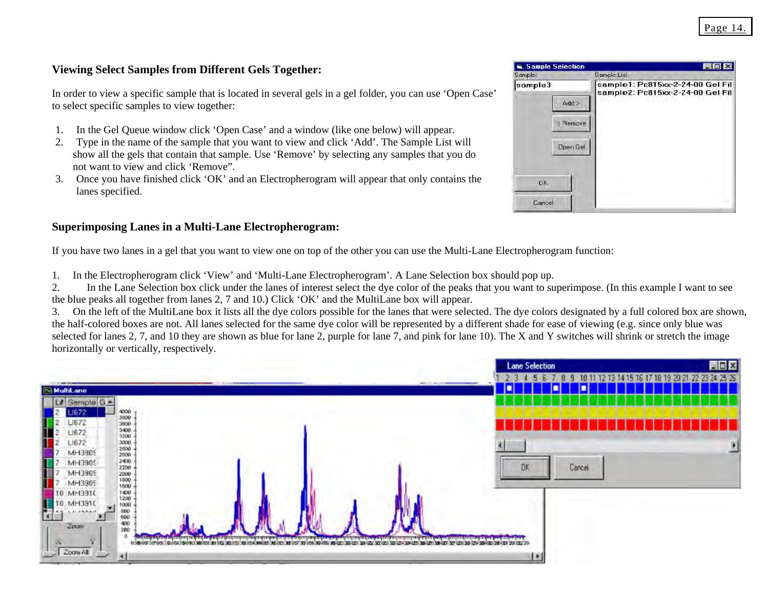## Viewing Select Samples from Different Gels Together:

In order to view a specific sample that is located in several gels in a gel folder, you can use 'Open Case' to select specific samples to view together:

1. In the Gel Queue window click 'Open Case' and a window (like one below) will appear.
2. Type in the name of the sample that you want to view and click 'Add'. The Sample List will show all the gels that contain that sample. Use 'Remove' by selecting any samples that you do not want to view and click 'Remove".
3. Once you have finished click 'OK' and an Electropherogram will appear that only contains the lanes specified.

## Superimposing Lanes in a Multi-Lane Electropherogram:

If you have two lanes in a gel that you want to view one on top of the other you can use the Multi-Lane Electropherogram function:

1. In the Electropherogram click 'View' and 'Multi-Lane Electropherogram'. A Lane Selection box should pop up.
2. In the Lane Selection box click under the lanes of interest select the dye color of the peaks that you want to superimpose. (In this example I want to see the blue peaks all together from lanes 2, 7 and 10.) Click 'OK' and the MultiLane box will appear.
3. On the left of the MultiLane box it lists all the dye colors possible for the lanes that were selected. The dye colors designated by a full colored box are shown, the half-colored boxes are not. All lanes selected for the same dye color will be represented by a different shade for ease of viewing (e.g. since only blue was selected for lanes 2, 7, and 10 they are shown as blue for lane 2, purple for lane 7, and pink for lane 10). The X and Y switches will shrink or stretch the image horizontally or vertically, respectively.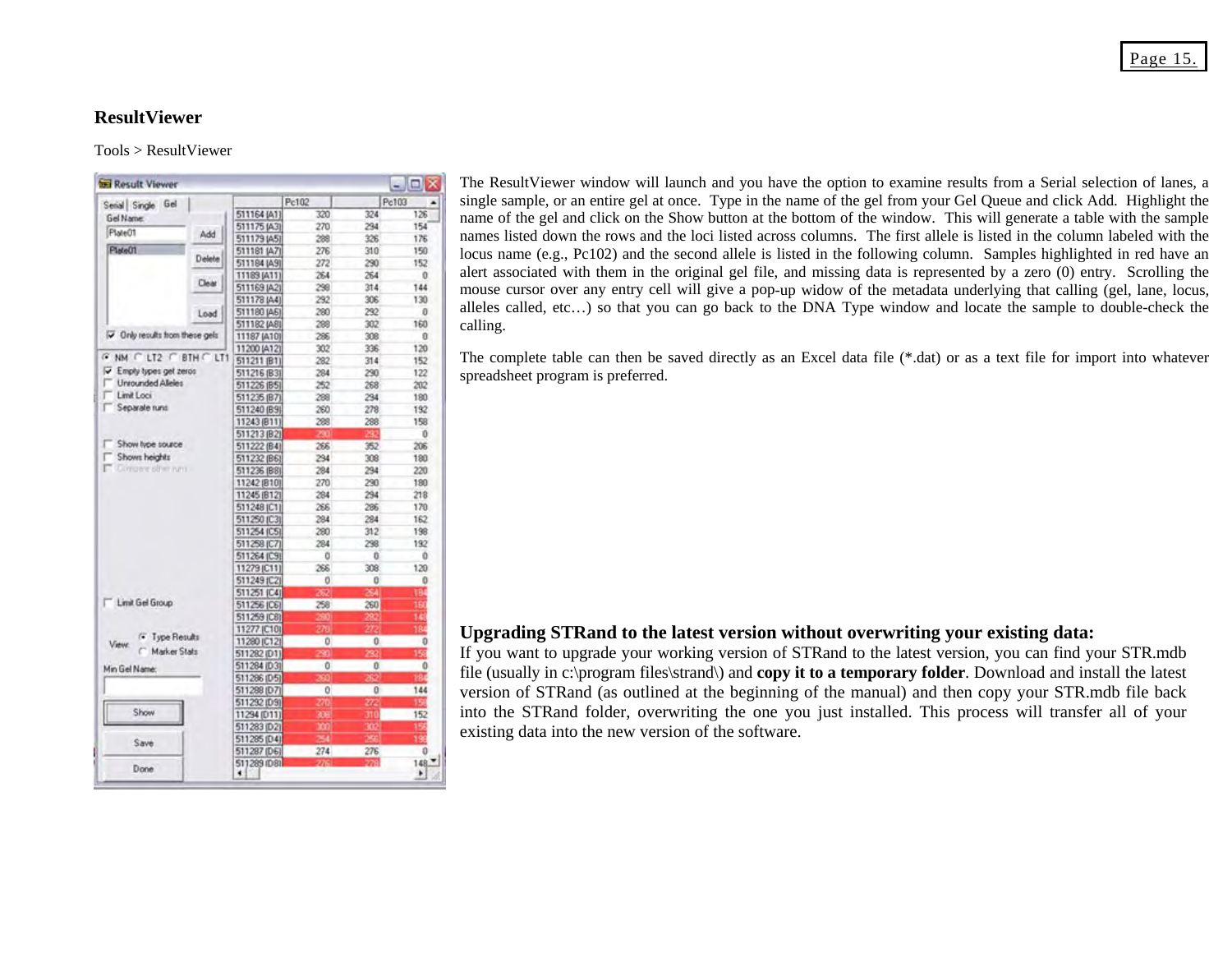## ResultViewer

Tools > ResultViewer

The ResultViewer window will launch and you have the option to examine results from a Serial selection of lanes, a single sample, or an entire gel at once. Type in the name of the gel from your Gel Queue and click Add. Highlight the name of the gel and click on the Show button at the bottom of the window. This will generate a table with the sample names listed down the rows and the loci listed across columns. The first allele is listed in the column labeled with the locus name (e.g., Pc102) and the second allele is listed in the following column. Samples highlighted in red have an alert associated with them in the original gel file, and missing data is represented by a zero (0) entry. Scrolling the mouse cursor over any entry cell will give a pop-up widow of the metadata underlying that calling (gel, lane, locus, alleles called, etc…) so that you can go back to the DNA Type window and locate the sample to double-check the calling.

The complete table can then be saved directly as an Excel data file (*.dat) or as a text file for import into whatever spreadsheet program is preferred.

### Upgrading STRand to the latest version without overwriting your existing data:

If you want to upgrade your working version of STRand to the latest version, you can find your STR.mdb file (usually in c:\program files\strand\) and **copy it to a temporary folder**. Download and install the latest version of STRand (as outlined at the beginning of the manual) and then copy your STR.mdb file back into the STRand folder, overwriting the one you just installed. This process will transfer all of your existing data into the new version of the software.